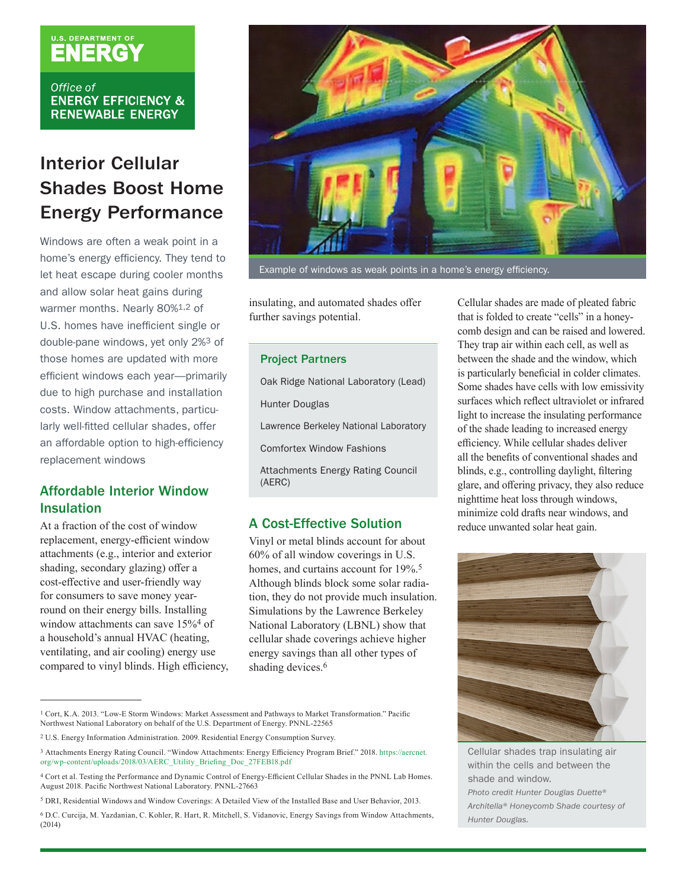U.S. DEPARTMENT OF ENERGY

Office of ENERGY EFFICIENCY & RENEWABLE ENERGY

# Interior Cellular Shades Boost Home Energy Performance

Windows are often a weak point in a home's energy efficiency. They tend to let heat escape during cooler months and allow solar heat gains during warmer months. Nearly 80%[1,2] of U.S. homes have inefficient single or double-pane windows, yet only 2%[3] of those homes are updated with more efficient windows each year—primarily due to high purchase and installation costs. Window attachments, particularly well-fitted cellular shades, offer an affordable option to high-efficiency replacement windows

Example of windows as weak points in a home's energy efficiency.

## Affordable Interior Window Insulation

At a fraction of the cost of window replacement, energy-efficient window attachments (e.g., interior and exterior shading, secondary glazing) offer a cost-effective and user-friendly way for consumers to save money year-round on their energy bills. Installing window attachments can save 15%[4] of a household's annual HVAC (heating, ventilating, and air cooling) energy use compared to vinyl blinds. High efficiency, insulating, and automated shades offer further savings potential.

### Project Partners

- Oak Ridge National Laboratory (Lead)
- Hunter Douglas
- Lawrence Berkeley National Laboratory
- Comfortex Window Fashions
- Attachments Energy Rating Council (AERC)

## A Cost-Effective Solution

Vinyl or metal blinds account for about 60% of all window coverings in U.S. homes, and curtains account for 19%.[5] Although blinds block some solar radiation, they do not provide much insulation. Simulations by the Lawrence Berkeley National Laboratory (LBNL) show that cellular shade coverings achieve higher energy savings than all other types of shading devices.[6]

Cellular shades are made of pleated fabric that is folded to create "cells" in a honeycomb design and can be raised and lowered. They trap air within each cell, as well as between the shade and the window, which is particularly beneficial in colder climates. Some shades have cells with low emissivity surfaces which reflect ultraviolet or infrared light to increase the insulating performance of the shade leading to increased energy efficiency. While cellular shades deliver all the benefits of conventional shades and blinds, e.g., controlling daylight, filtering glare, and offering privacy, they also reduce nighttime heat loss through windows, minimize cold drafts near windows, and reduce unwanted solar heat gain.

Cellular shades trap insulating air within the cells and between the shade and window.

*Photo credit Hunter Douglas Duette® Architella® Honeycomb Shade courtesy of Hunter Douglas.*

---

[1] Cort, K.A. 2013. "Low-E Storm Windows: Market Assessment and Pathways to Market Transformation." Pacific Northwest National Laboratory on behalf of the U.S. Department of Energy. PNNL-22565

[2] U.S. Energy Information Administration. 2009. Residential Energy Consumption Survey.

[3] Attachments Energy Rating Council. "Window Attachments: Energy Efficiency Program Brief." 2018. https://aercnet.org/wp-content/uploads/2018/03/AERC_Utility_Briefing_Doc_27FEB18.pdf

[4] Cort et al. Testing the Performance and Dynamic Control of Energy-Efficient Cellular Shades in the PNNL Lab Homes. August 2018. Pacific Northwest National Laboratory. PNNL-27663

[5] DRI, Residential Windows and Window Coverings: A Detailed View of the Installed Base and User Behavior, 2013.

[6] D.C. Curcija, M. Yazdanian, C. Kohler, R. Hart, R. Mitchell, S. Vidanovic, Energy Savings from Window Attachments, (2014)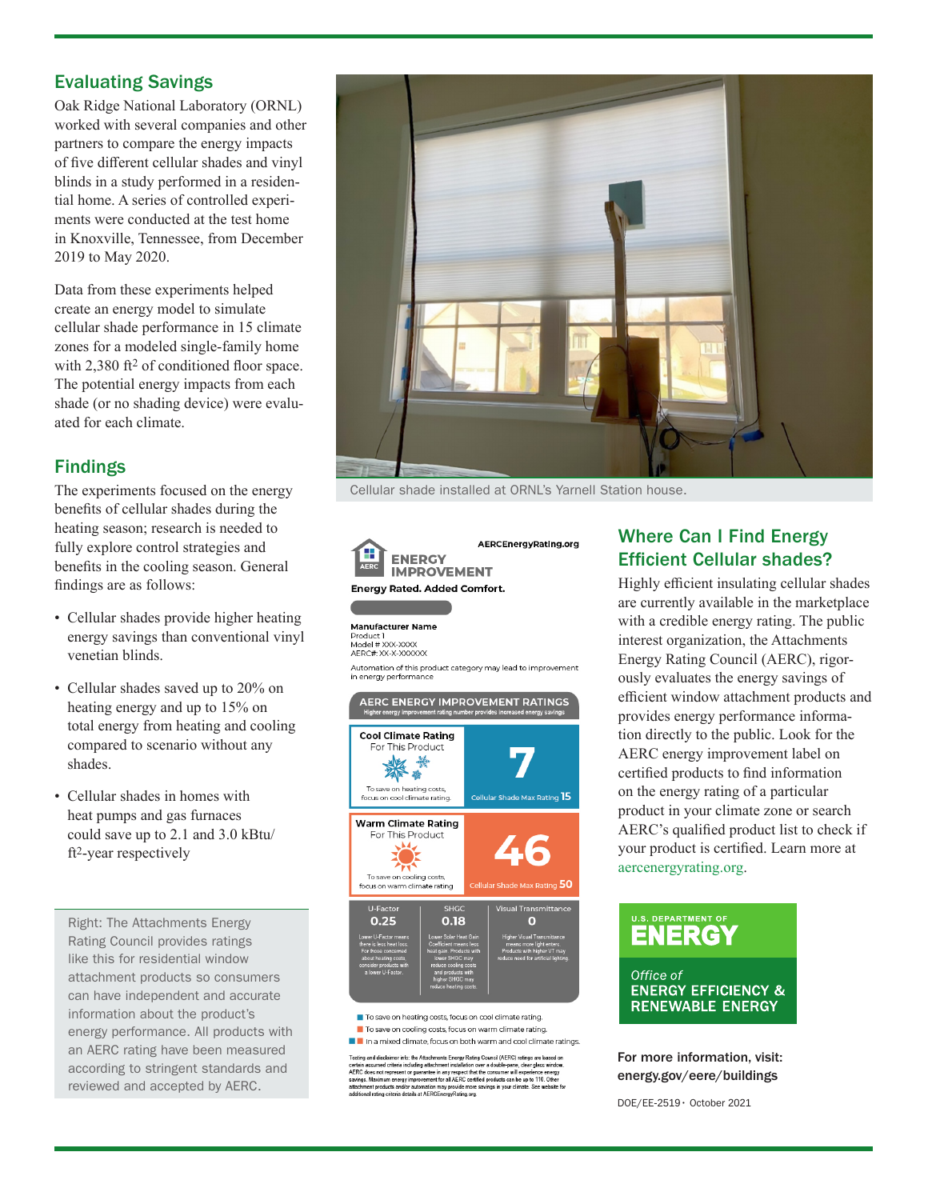## Evaluating Savings

Oak Ridge National Laboratory (ORNL) worked with several companies and other partners to compare the energy impacts of five different cellular shades and vinyl blinds in a study performed in a residential home. A series of controlled experiments were conducted at the test home in Knoxville, Tennessee, from December 2019 to May 2020.

Data from these experiments helped create an energy model to simulate cellular shade performance in 15 climate zones for a modeled single-family home with 2,380 ft$^2$ of conditioned floor space. The potential energy impacts from each shade (or no shading device) were evaluated for each climate.

## Findings

The experiments focused on the energy benefits of cellular shades during the heating season; research is needed to fully explore control strategies and benefits in the cooling season. General findings are as follows:

- Cellular shades provide higher heating energy savings than conventional vinyl venetian blinds.
- Cellular shades saved up to 20% on heating energy and up to 15% on total energy from heating and cooling compared to scenario without any shades.
- Cellular shades in homes with heat pumps and gas furnaces could save up to 2.1 and 3.0 kBtu/ft$^2$-year respectively

Right: The Attachments Energy Rating Council provides ratings like this for residential window attachment products so consumers can have independent and accurate information about the product's energy performance. All products with an AERC rating have been measured according to stringent standards and reviewed and accepted by AERC.

Cellular shade installed at ORNL's Yarnell Station house.

AERCEnergyRating.org

ENERGY IMPROVEMENT

Energy Rated. Added Comfort.

Manufacturer Name
Product 1
Model # XXX-XXXX
AERC#: XX-X-XXXXXX

Automation of this product category may lead to improvement in energy performance

AERC ENERGY IMPROVEMENT RATINGS
Higher energy improvement rating number provides increased energy savings

Cool Climate Rating For This Product: 7
To save on heating costs, focus on cool climate rating.
Cellular Shade Max Rating 15

Warm Climate Rating For This Product: 46
To save on cooling costs, focus on warm climate rating
Cellular Shade Max Rating 50

| U-Factor | SHGC | Visual Transmittance |
| --- | --- | --- |
| 0.25 | 0.18 | 0 |
| Lower U-Factor means there is less heat loss. For those concerned about heating costs, consider products with a lower U-Factor. | Lower Solar Heat Gain Coefficient means less heat gain. Products with lower SHGC may reduce cooling costs and products with higher SHGC may reduce heating costs. | Higher Visual Transmittance means more light enters. Products with higher VT may reduce need for artificial lighting. |

- To save on heating costs, focus on cool climate rating.
- To save on cooling costs, focus on warm climate rating.
- In a mixed climate, focus on both warm and cool climate ratings.

Testing and disclaimer info: the Attachments Energy Rating Council (AERC) ratings are based on certain assumed criteria including attachment installation over a double-pane, clear glass window. AERC does not represent or guarantee in any respect that the consumer will experience energy savings. Maximum energy improvement for all AERC certified products can be up to 110. Other attachment products and/or automation may provide more savings in your climate. See website for additional rating criteria details at AERCEnergyRating.org.

## Where Can I Find Energy Efficient Cellular shades?

Highly efficient insulating cellular shades are currently available in the marketplace with a credible energy rating. The public interest organization, the Attachments Energy Rating Council (AERC), rigorously evaluates the energy savings of efficient window attachment products and provides energy performance information directly to the public. Look for the AERC energy improvement label on certified products to find information on the energy rating of a particular product in your climate zone or search AERC's qualified product list to check if your product is certified. Learn more at aercenergyrating.org.

U.S. DEPARTMENT OF ENERGY

*Office of* ENERGY EFFICIENCY & RENEWABLE ENERGY

**For more information, visit: energy.gov/eere/buildings**

DOE/EE-2519 • October 2021